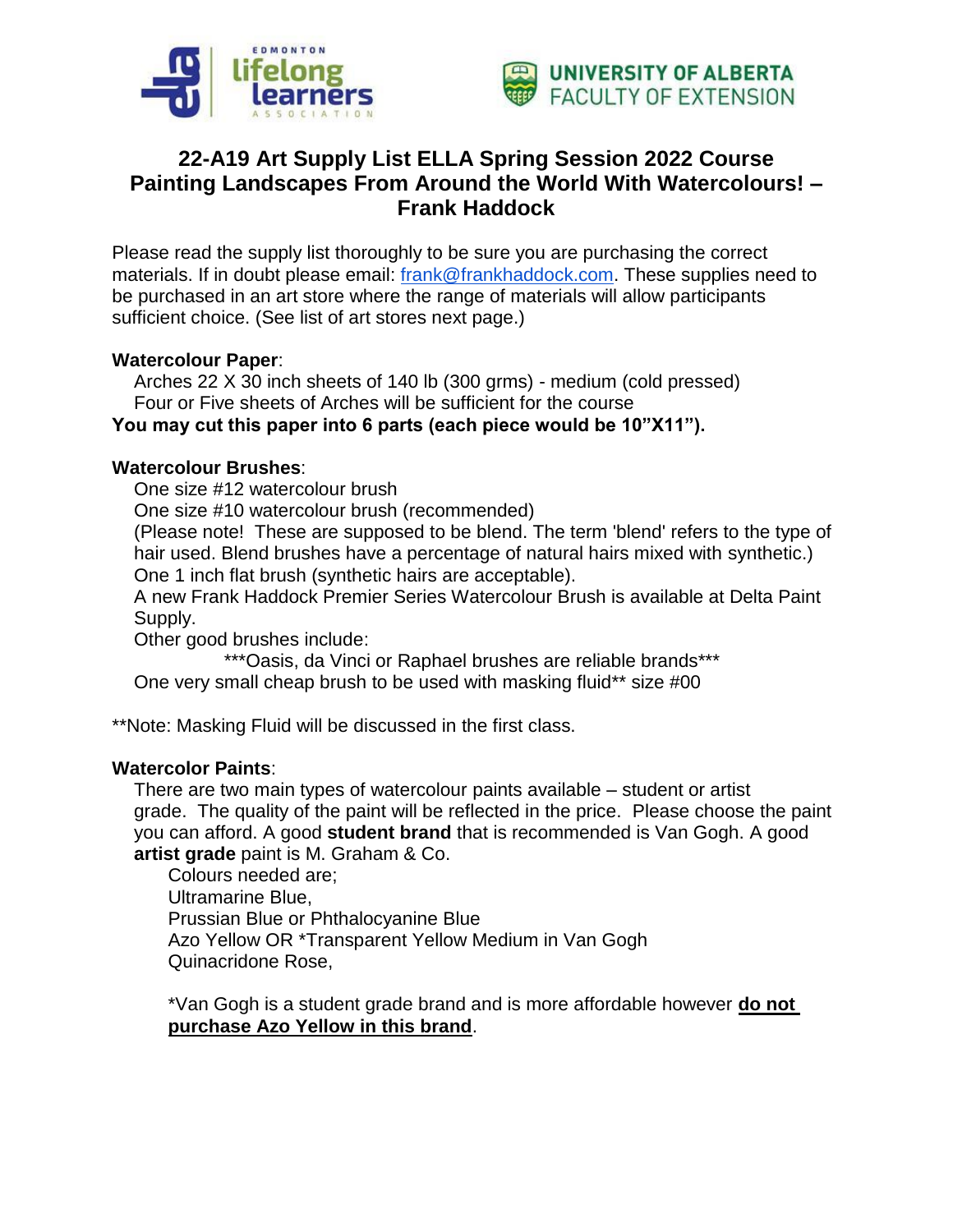# 22-A19 Art Supply List ELLA Spring Session 2022 Course Painting Landscapes From Around the World With Watercolours! – Frank Haddock

Please read the supply list thoroughly to be sure you are purchasing the correct materials. If in doubt please email: frank@frankhaddock.com. These supplies need to be purchased in an art store where the range of materials will allow participants sufficient choice. (See list of art stores next page.)

**Watercolour Paper**:

Arches 22 X 30 inch sheets of 140 lb (300 grms) - medium (cold pressed)
Four or Five sheets of Arches will be sufficient for the course

**You may cut this paper into 6 parts (each piece would be 10"X11").**

**Watercolour Brushes**:

One size #12 watercolour brush
One size #10 watercolour brush (recommended)
(Please note! These are supposed to be blend. The term 'blend' refers to the type of hair used. Blend brushes have a percentage of natural hairs mixed with synthetic.)
One 1 inch flat brush (synthetic hairs are acceptable).
A new Frank Haddock Premier Series Watercolour Brush is available at Delta Paint Supply.
Other good brushes include:

***Oasis, da Vinci or Raphael brushes are reliable brands***

One very small cheap brush to be used with masking fluid** size #00

**Note: Masking Fluid will be discussed in the first class.

**Watercolor Paints**:

There are two main types of watercolour paints available – student or artist grade. The quality of the paint will be reflected in the price. Please choose the paint you can afford. A good **student brand** that is recommended is Van Gogh. A good **artist grade** paint is M. Graham & Co.

Colours needed are;
Ultramarine Blue,
Prussian Blue or Phthalocyanine Blue
Azo Yellow OR *Transparent Yellow Medium in Van Gogh
Quinacridone Rose,

*Van Gogh is a student grade brand and is more affordable however **do not purchase Azo Yellow in this brand**.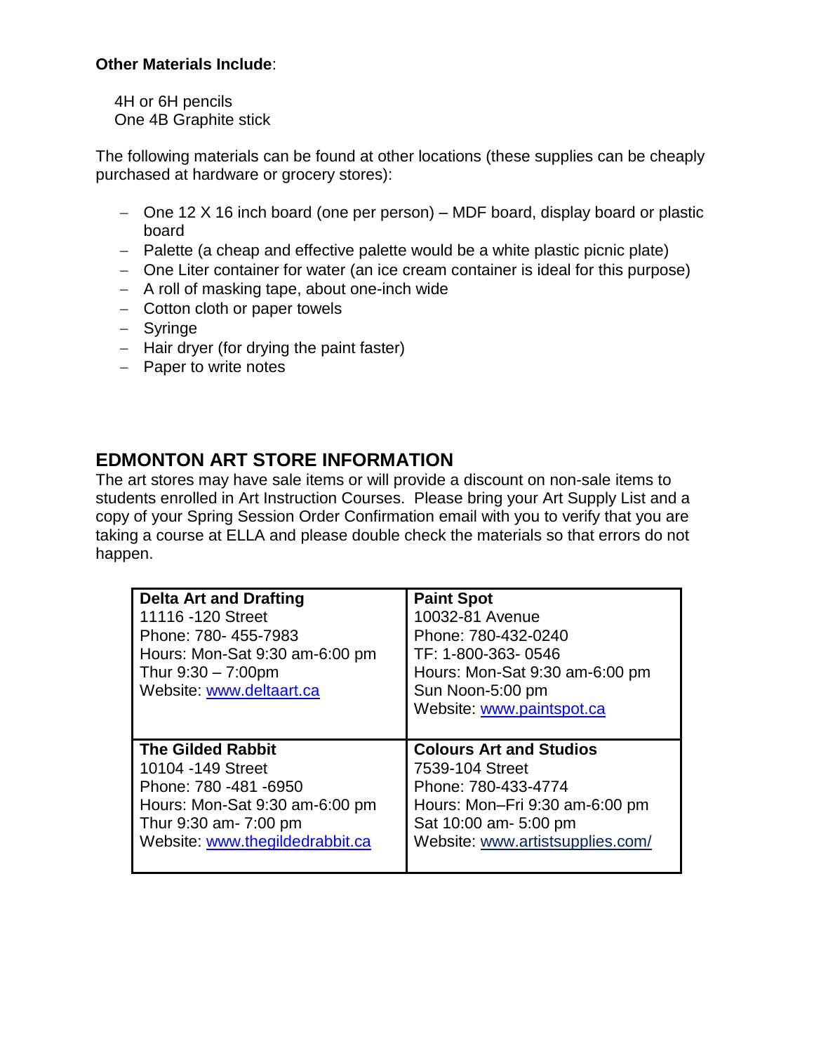**Other Materials Include**:

4H or 6H pencils
One 4B Graphite stick

The following materials can be found at other locations (these supplies can be cheaply purchased at hardware or grocery stores):

- One 12 X 16 inch board (one per person) – MDF board, display board or plastic board
- Palette (a cheap and effective palette would be a white plastic picnic plate)
- One Liter container for water (an ice cream container is ideal for this purpose)
- A roll of masking tape, about one-inch wide
- Cotton cloth or paper towels
- Syringe
- Hair dryer (for drying the paint faster)
- Paper to write notes

## EDMONTON ART STORE INFORMATION

The art stores may have sale items or will provide a discount on non-sale items to students enrolled in Art Instruction Courses. Please bring your Art Supply List and a copy of your Spring Session Order Confirmation email with you to verify that you are taking a course at ELLA and please double check the materials so that errors do not happen.

| | |
|---|---|
| **Delta Art and Drafting**<br>11116 -120 Street<br>Phone: 780- 455-7983<br>Hours: Mon-Sat 9:30 am-6:00 pm<br>Thur 9:30 – 7:00pm<br>Website: www.deltaart.ca | **Paint Spot**<br>10032-81 Avenue<br>Phone: 780-432-0240<br>TF: 1-800-363- 0546<br>Hours: Mon-Sat 9:30 am-6:00 pm<br>Sun Noon-5:00 pm<br>Website: www.paintspot.ca |
| **The Gilded Rabbit**<br>10104 -149 Street<br>Phone: 780 -481 -6950<br>Hours: Mon-Sat 9:30 am-6:00 pm<br>Thur 9:30 am- 7:00 pm<br>Website: www.thegildedrabbit.ca | **Colours Art and Studios**<br>7539-104 Street<br>Phone: 780-433-4774<br>Hours: Mon–Fri 9:30 am-6:00 pm<br>Sat 10:00 am- 5:00 pm<br>Website: www.artistsupplies.com/ |